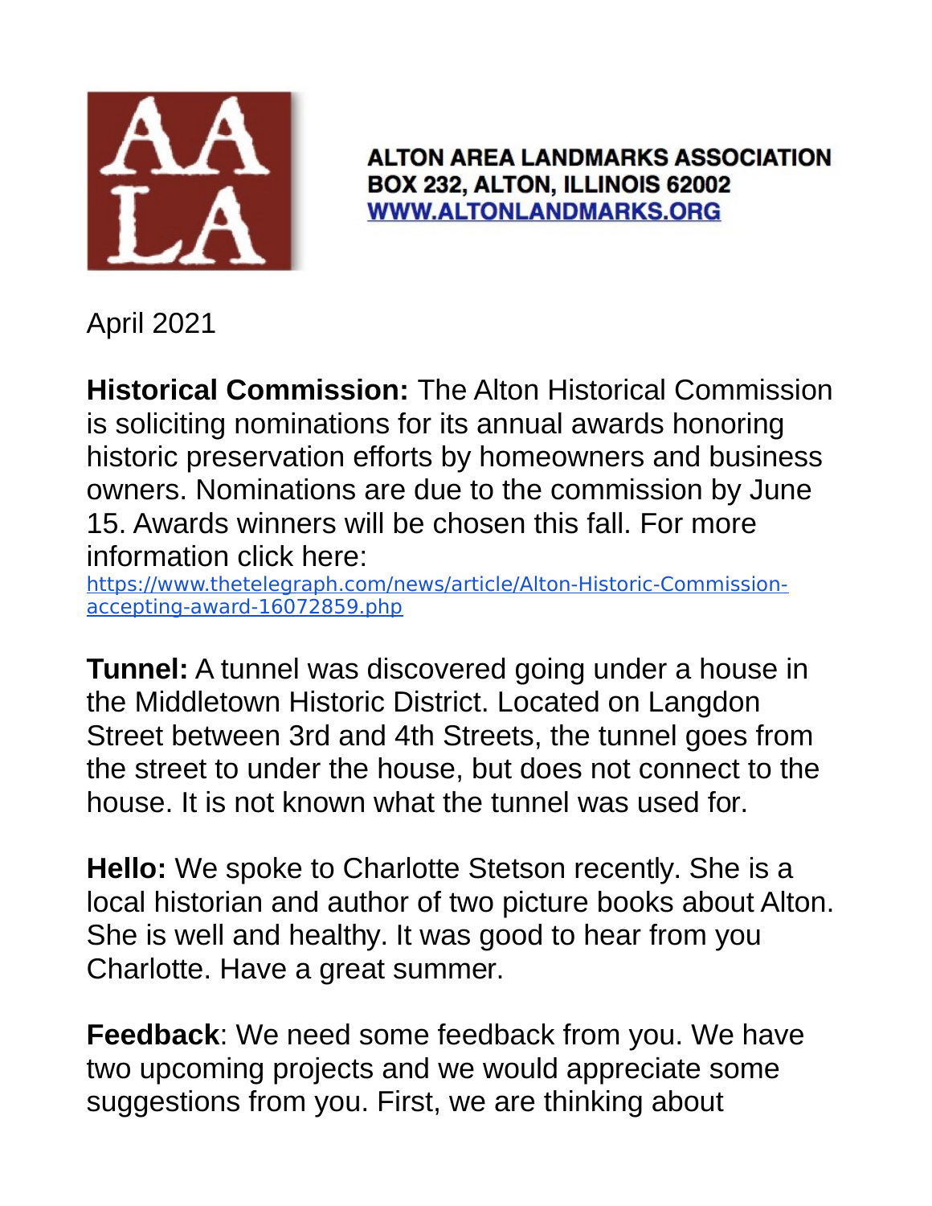AA
LA

**ALTON AREA LANDMARKS ASSOCIATION**
**BOX 232, ALTON, ILLINOIS 62002**
**[WWW.ALTONLANDMARKS.ORG](http://WWW.ALTONLANDMARKS.ORG)**

April 2021

**Historical Commission:** The Alton Historical Commission is soliciting nominations for its annual awards honoring historic preservation efforts by homeowners and business owners. Nominations are due to the commission by June 15. Awards winners will be chosen this fall. For more information click here:
https://www.thetelegraph.com/news/article/Alton-Historic-Commission-accepting-award-16072859.php

**Tunnel:** A tunnel was discovered going under a house in the Middletown Historic District. Located on Langdon Street between 3rd and 4th Streets, the tunnel goes from the street to under the house, but does not connect to the house. It is not known what the tunnel was used for.

**Hello:** We spoke to Charlotte Stetson recently. She is a local historian and author of two picture books about Alton. She is well and healthy. It was good to hear from you Charlotte. Have a great summer.

**Feedback**: We need some feedback from you. We have two upcoming projects and we would appreciate some suggestions from you. First, we are thinking about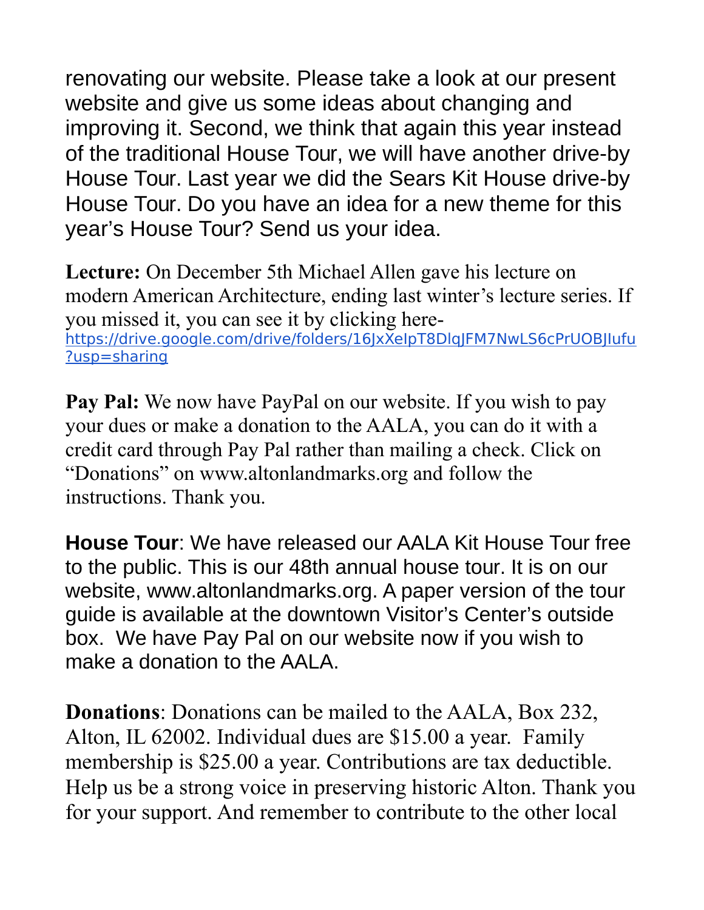renovating our website. Please take a look at our present website and give us some ideas about changing and improving it. Second, we think that again this year instead of the traditional House Tour, we will have another drive-by House Tour. Last year we did the Sears Kit House drive-by House Tour. Do you have an idea for a new theme for this year's House Tour? Send us your idea.

**Lecture:** On December 5th Michael Allen gave his lecture on modern American Architecture, ending last winter's lecture series. If you missed it, you can see it by clicking here- https://drive.google.com/drive/folders/16JxXeIpT8DlqJFM7NwLS6cPrUOBJIufu?usp=sharing

**Pay Pal:** We now have PayPal on our website. If you wish to pay your dues or make a donation to the AALA, you can do it with a credit card through Pay Pal rather than mailing a check. Click on "Donations" on www.altonlandmarks.org and follow the instructions. Thank you.

**House Tour**: We have released our AALA Kit House Tour free to the public. This is our 48th annual house tour. It is on our website, www.altonlandmarks.org. A paper version of the tour guide is available at the downtown Visitor's Center's outside box. We have Pay Pal on our website now if you wish to make a donation to the AALA.

**Donations**: Donations can be mailed to the AALA, Box 232, Alton, IL 62002. Individual dues are $15.00 a year. Family membership is $25.00 a year. Contributions are tax deductible. Help us be a strong voice in preserving historic Alton. Thank you for your support. And remember to contribute to the other local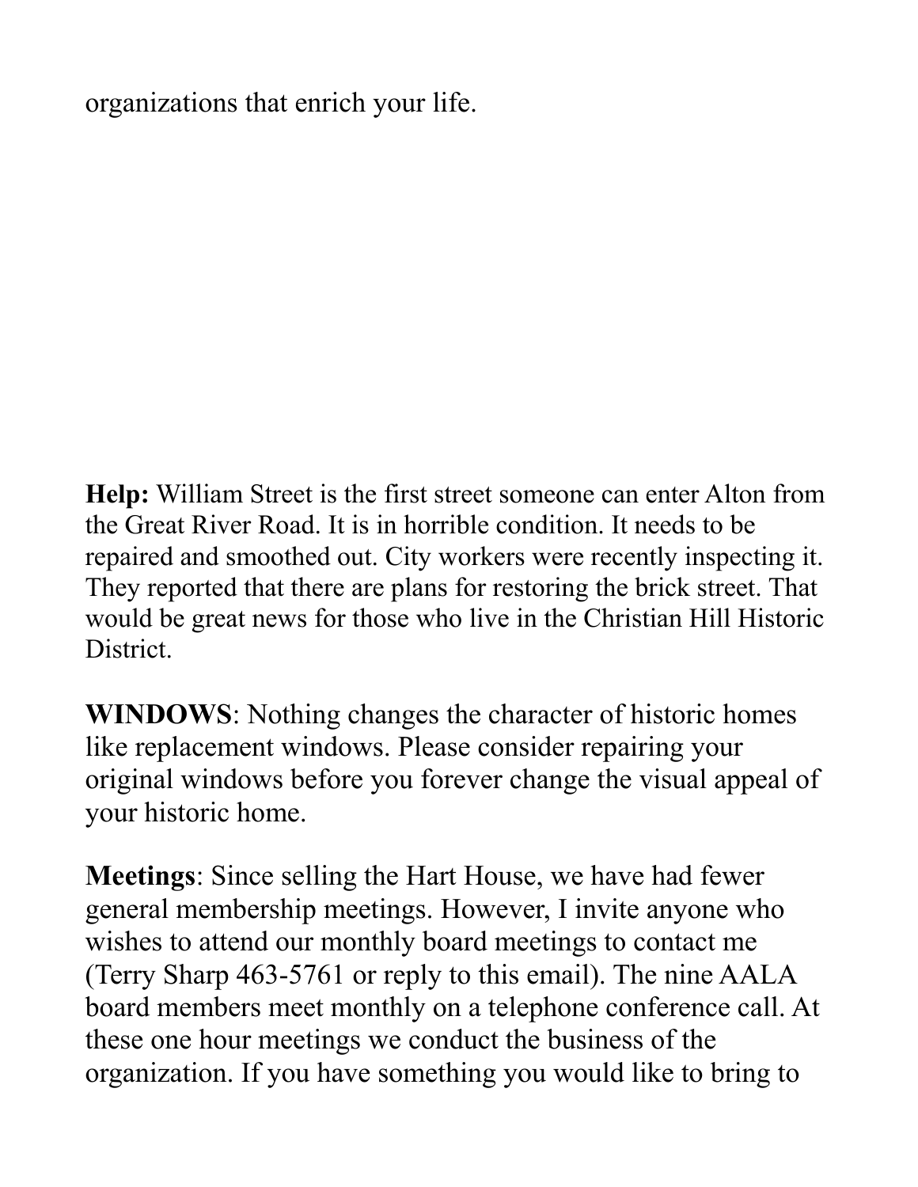organizations that enrich your life.

**Help:** William Street is the first street someone can enter Alton from the Great River Road. It is in horrible condition. It needs to be repaired and smoothed out. City workers were recently inspecting it. They reported that there are plans for restoring the brick street. That would be great news for those who live in the Christian Hill Historic District.

**WINDOWS**: Nothing changes the character of historic homes like replacement windows. Please consider repairing your original windows before you forever change the visual appeal of your historic home.

**Meetings**: Since selling the Hart House, we have had fewer general membership meetings. However, I invite anyone who wishes to attend our monthly board meetings to contact me (Terry Sharp 463-5761 or reply to this email). The nine AALA board members meet monthly on a telephone conference call. At these one hour meetings we conduct the business of the organization. If you have something you would like to bring to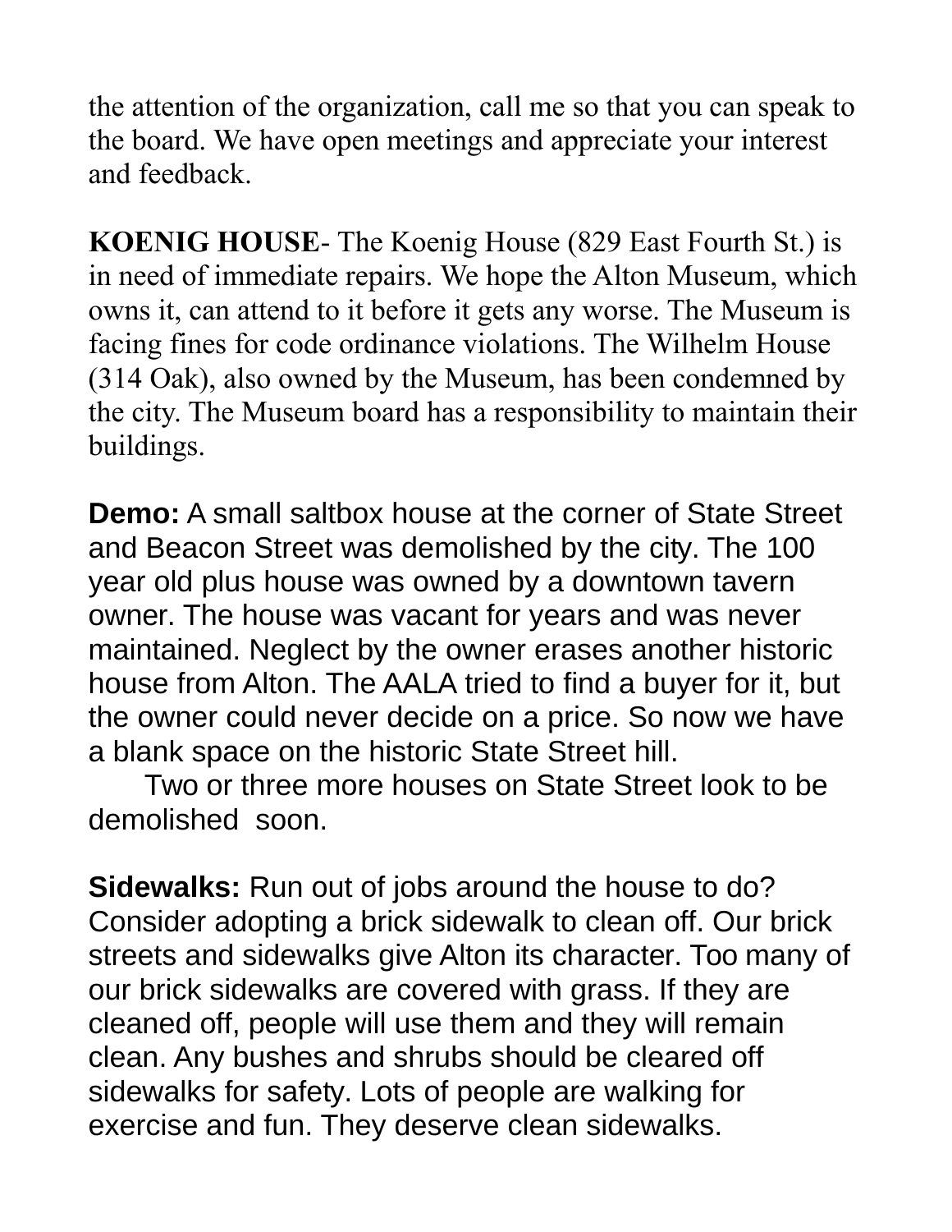the attention of the organization, call me so that you can speak to the board. We have open meetings and appreciate your interest and feedback.

**KOENIG HOUSE**- The Koenig House (829 East Fourth St.) is in need of immediate repairs. We hope the Alton Museum, which owns it, can attend to it before it gets any worse. The Museum is facing fines for code ordinance violations. The Wilhelm House (314 Oak), also owned by the Museum, has been condemned by the city. The Museum board has a responsibility to maintain their buildings.

**Demo:** A small saltbox house at the corner of State Street and Beacon Street was demolished by the city. The 100 year old plus house was owned by a downtown tavern owner. The house was vacant for years and was never maintained. Neglect by the owner erases another historic house from Alton. The AALA tried to find a buyer for it, but the owner could never decide on a price. So now we have a blank space on the historic State Street hill.

Two or three more houses on State Street look to be demolished soon.

**Sidewalks:** Run out of jobs around the house to do? Consider adopting a brick sidewalk to clean off. Our brick streets and sidewalks give Alton its character. Too many of our brick sidewalks are covered with grass. If they are cleaned off, people will use them and they will remain clean. Any bushes and shrubs should be cleared off sidewalks for safety. Lots of people are walking for exercise and fun. They deserve clean sidewalks.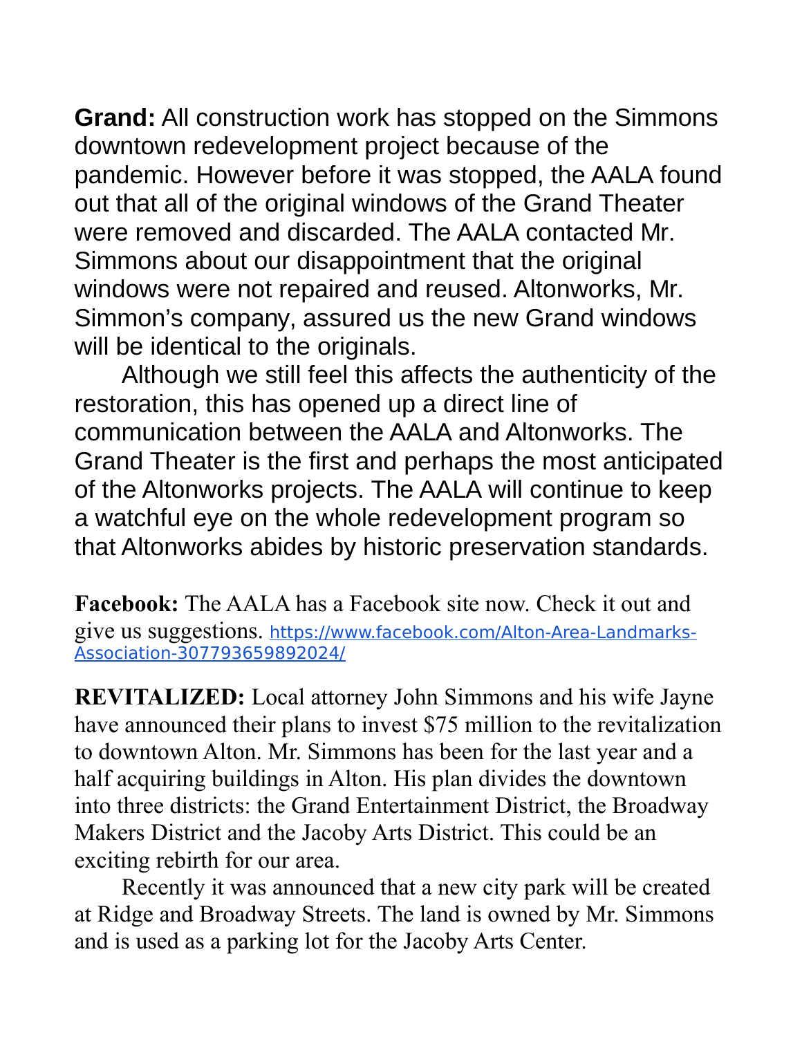**Grand:** All construction work has stopped on the Simmons downtown redevelopment project because of the pandemic. However before it was stopped, the AALA found out that all of the original windows of the Grand Theater were removed and discarded. The AALA contacted Mr. Simmons about our disappointment that the original windows were not repaired and reused. Altonworks, Mr. Simmon’s company, assured us the new Grand windows will be identical to the originals.

Although we still feel this affects the authenticity of the restoration, this has opened up a direct line of communication between the AALA and Altonworks. The Grand Theater is the first and perhaps the most anticipated of the Altonworks projects. The AALA will continue to keep a watchful eye on the whole redevelopment program so that Altonworks abides by historic preservation standards.

**Facebook:** The AALA has a Facebook site now. Check it out and give us suggestions. https://www.facebook.com/Alton-Area-Landmarks-Association-307793659892024/

**REVITALIZED:** Local attorney John Simmons and his wife Jayne have announced their plans to invest $75 million to the revitalization to downtown Alton. Mr. Simmons has been for the last year and a half acquiring buildings in Alton. His plan divides the downtown into three districts: the Grand Entertainment District, the Broadway Makers District and the Jacoby Arts District. This could be an exciting rebirth for our area.

Recently it was announced that a new city park will be created at Ridge and Broadway Streets. The land is owned by Mr. Simmons and is used as a parking lot for the Jacoby Arts Center.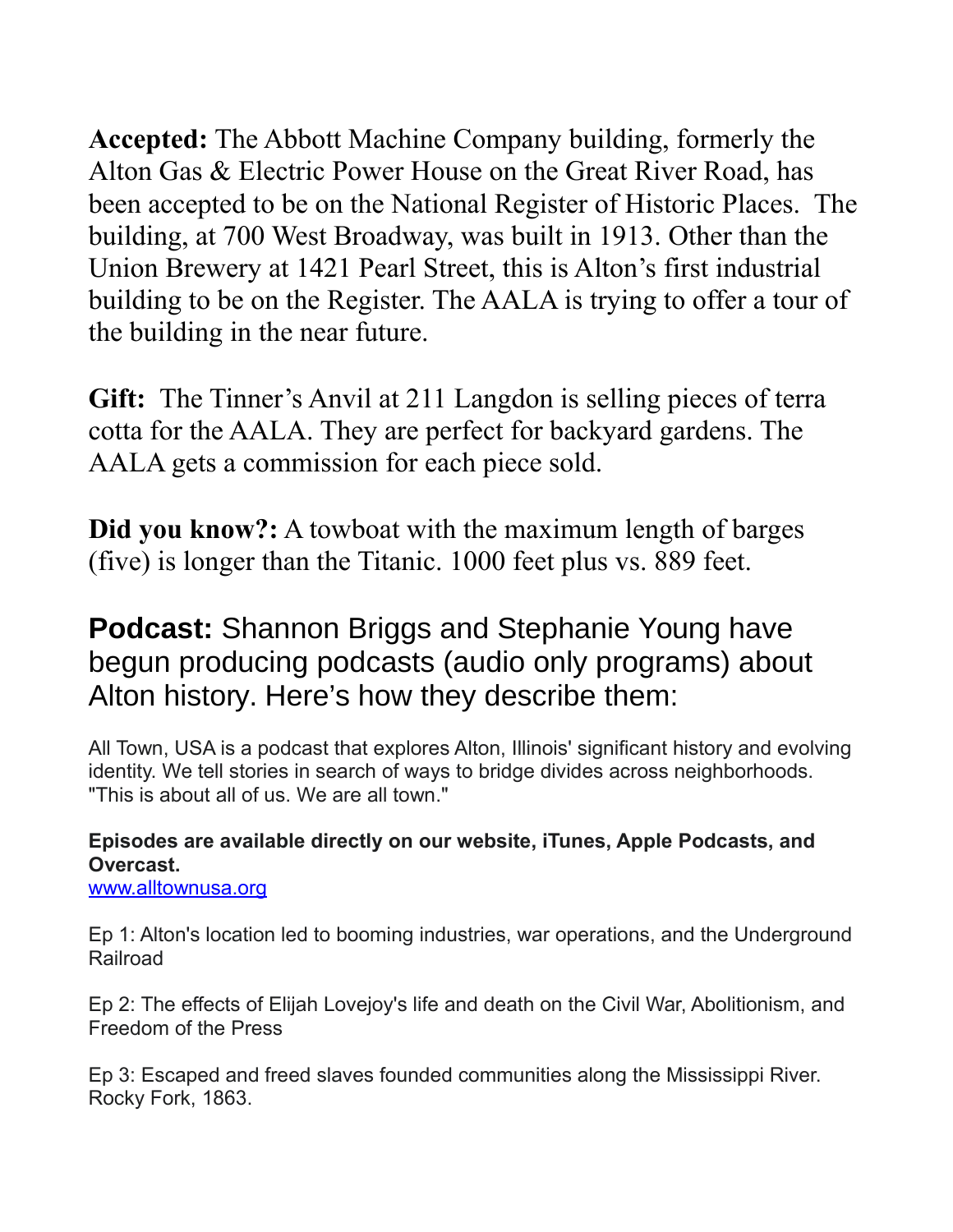**Accepted:** The Abbott Machine Company building, formerly the Alton Gas & Electric Power House on the Great River Road, has been accepted to be on the National Register of Historic Places. The building, at 700 West Broadway, was built in 1913. Other than the Union Brewery at 1421 Pearl Street, this is Alton's first industrial building to be on the Register. The AALA is trying to offer a tour of the building in the near future.

**Gift:** The Tinner's Anvil at 211 Langdon is selling pieces of terra cotta for the AALA. They are perfect for backyard gardens. The AALA gets a commission for each piece sold.

**Did you know?:** A towboat with the maximum length of barges (five) is longer than the Titanic. 1000 feet plus vs. 889 feet.

**Podcast:** Shannon Briggs and Stephanie Young have begun producing podcasts (audio only programs) about Alton history. Here's how they describe them:

All Town, USA is a podcast that explores Alton, Illinois' significant history and evolving identity. We tell stories in search of ways to bridge divides across neighborhoods. "This is about all of us. We are all town."

**Episodes are available directly on our website, iTunes, Apple Podcasts, and Overcast.**
[www.alltownusa.org](http://www.alltownusa.org)

Ep 1: Alton's location led to booming industries, war operations, and the Underground Railroad

Ep 2: The effects of Elijah Lovejoy's life and death on the Civil War, Abolitionism, and Freedom of the Press

Ep 3: Escaped and freed slaves founded communities along the Mississippi River. Rocky Fork, 1863.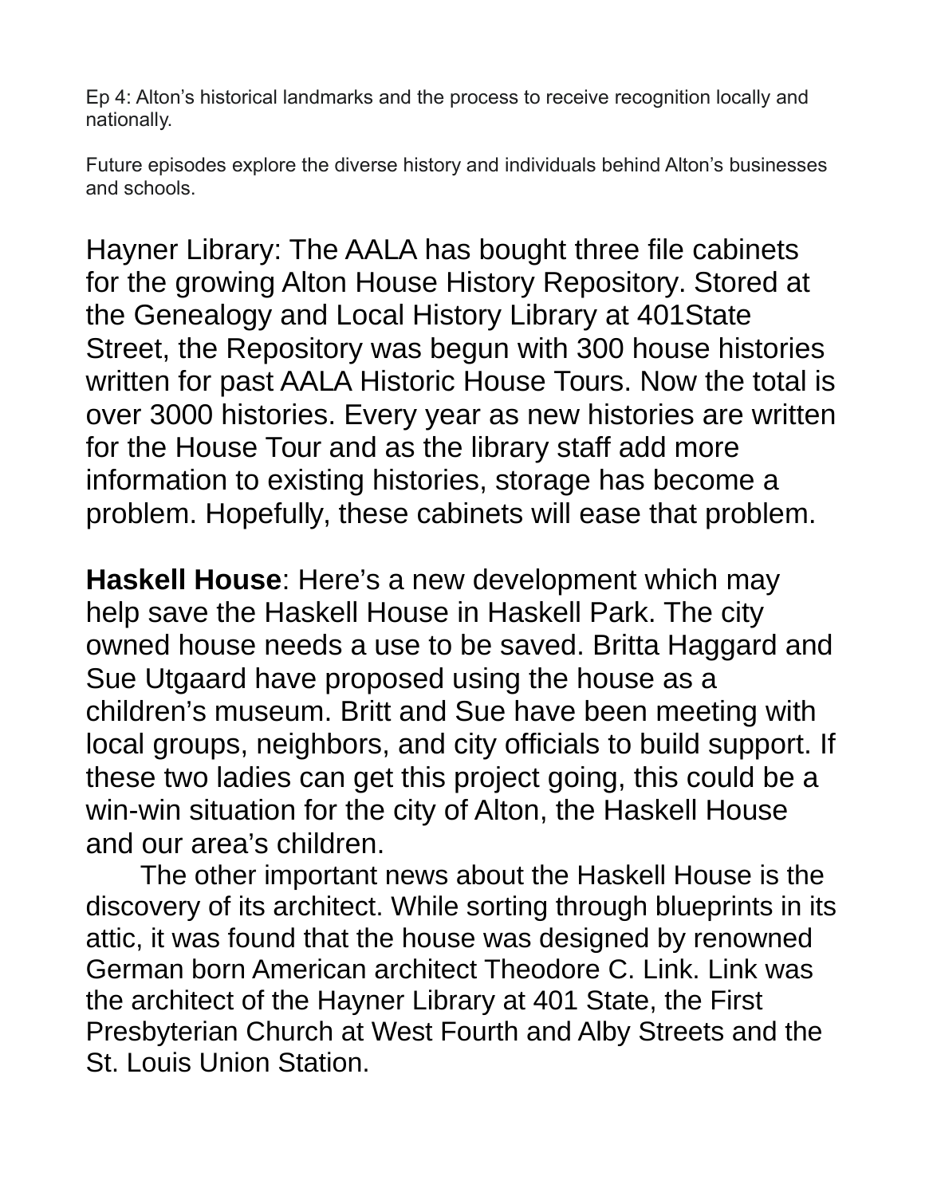Ep 4: Alton's historical landmarks and the process to receive recognition locally and nationally.

Future episodes explore the diverse history and individuals behind Alton's businesses and schools.

Hayner Library: The AALA has bought three file cabinets for the growing Alton House History Repository. Stored at the Genealogy and Local History Library at 401State Street, the Repository was begun with 300 house histories written for past AALA Historic House Tours. Now the total is over 3000 histories. Every year as new histories are written for the House Tour and as the library staff add more information to existing histories, storage has become a problem. Hopefully, these cabinets will ease that problem.

**Haskell House**: Here's a new development which may help save the Haskell House in Haskell Park. The city owned house needs a use to be saved. Britta Haggard and Sue Utgaard have proposed using the house as a children's museum. Britt and Sue have been meeting with local groups, neighbors, and city officials to build support. If these two ladies can get this project going, this could be a win-win situation for the city of Alton, the Haskell House and our area's children.

The other important news about the Haskell House is the discovery of its architect. While sorting through blueprints in its attic, it was found that the house was designed by renowned German born American architect Theodore C. Link. Link was the architect of the Hayner Library at 401 State, the First Presbyterian Church at West Fourth and Alby Streets and the St. Louis Union Station.